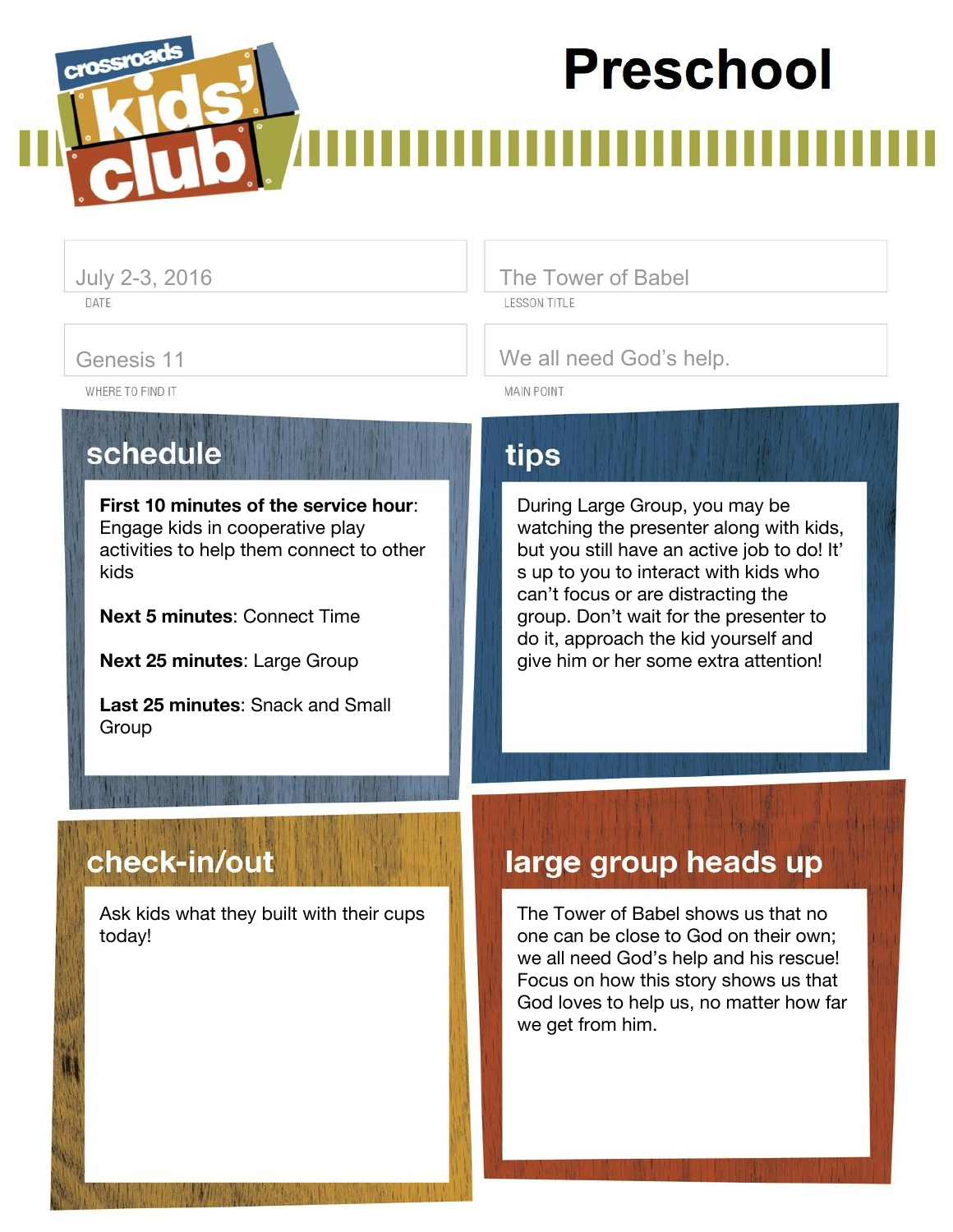crossroads kids' club

# Preschool

July 2-3, 2016

DATE

The Tower of Babel

LESSON TITLE

Genesis 11

WHERE TO FIND IT

We all need God's help.

MAIN POINT

## schedule

**First 10 minutes of the service hour**: Engage kids in cooperative play activities to help them connect to other kids

**Next 5 minutes**: Connect Time

**Next 25 minutes**: Large Group

**Last 25 minutes**: Snack and Small Group

## tips

During Large Group, you may be watching the presenter along with kids, but you still have an active job to do! It's up to you to interact with kids who can't focus or are distracting the group. Don't wait for the presenter to do it, approach the kid yourself and give him or her some extra attention!

## check-in/out

Ask kids what they built with their cups today!

## large group heads up

The Tower of Babel shows us that no one can be close to God on their own; we all need God's help and his rescue! Focus on how this story shows us that God loves to help us, no matter how far we get from him.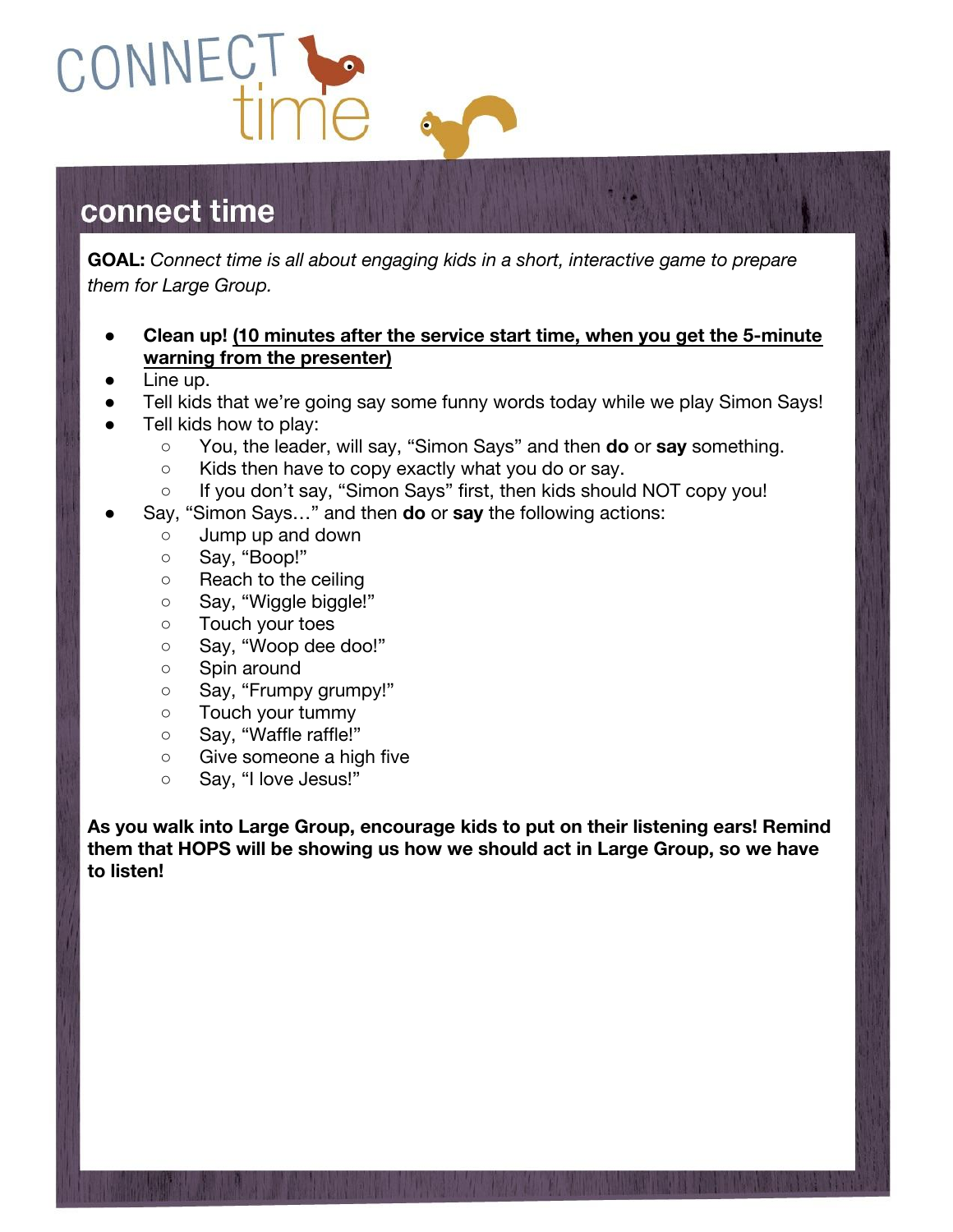# CONNECT time

## connect time

**GOAL:** *Connect time is all about engaging kids in a short, interactive game to prepare them for Large Group.*

- **Clean up! (10 minutes after the service start time, when you get the 5-minute warning from the presenter)**
- Line up.
- Tell kids that we're going say some funny words today while we play Simon Says!
- Tell kids how to play:
  - You, the leader, will say, "Simon Says" and then **do** or **say** something.
  - Kids then have to copy exactly what you do or say.
  - If you don't say, "Simon Says" first, then kids should NOT copy you!
- Say, "Simon Says…" and then **do** or **say** the following actions:
  - Jump up and down
  - Say, "Boop!"
  - Reach to the ceiling
  - Say, "Wiggle biggle!"
  - Touch your toes
  - Say, "Woop dee doo!"
  - Spin around
  - Say, "Frumpy grumpy!"
  - Touch your tummy
  - Say, "Waffle raffle!"
  - Give someone a high five
  - Say, "I love Jesus!"

**As you walk into Large Group, encourage kids to put on their listening ears! Remind them that HOPS will be showing us how we should act in Large Group, so we have to listen!**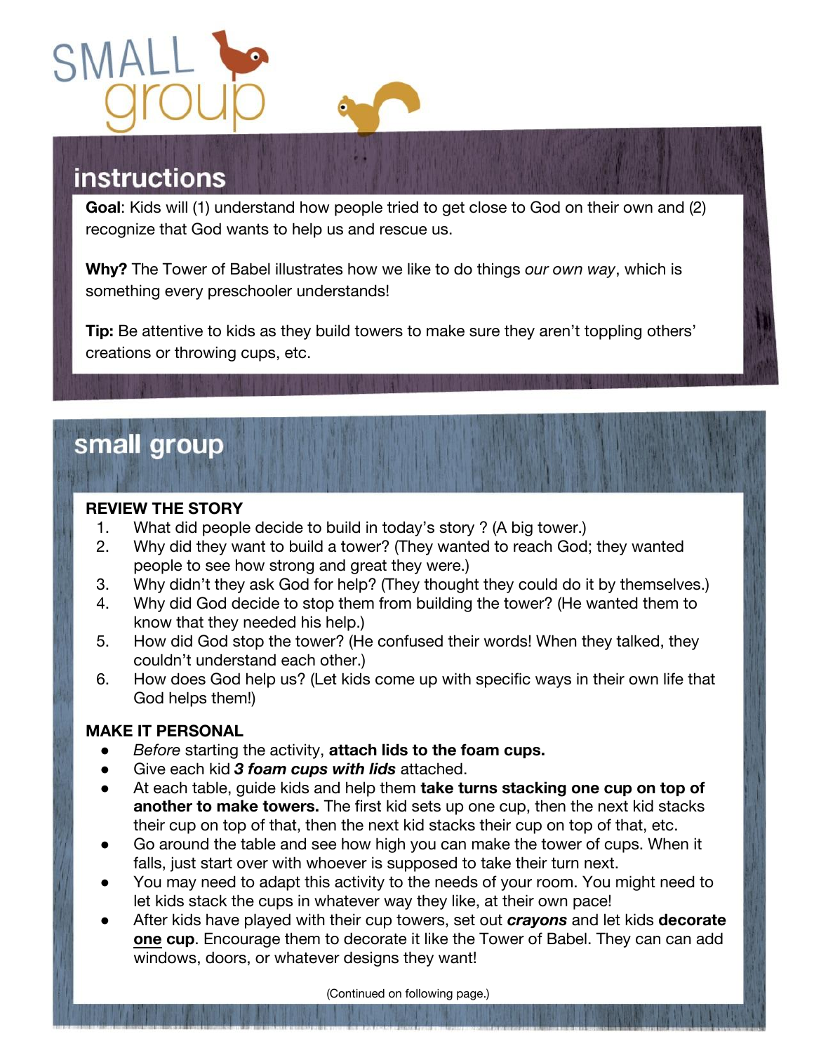# SMALL group

## instructions

**Goal**: Kids will (1) understand how people tried to get close to God on their own and (2) recognize that God wants to help us and rescue us.

**Why?** The Tower of Babel illustrates how we like to do things *our own way*, which is something every preschooler understands!

**Tip:** Be attentive to kids as they build towers to make sure they aren't toppling others' creations or throwing cups, etc.

## small group

**REVIEW THE STORY**

1. What did people decide to build in today's story ? (A big tower.)
2. Why did they want to build a tower? (They wanted to reach God; they wanted people to see how strong and great they were.)
3. Why didn't they ask God for help? (They thought they could do it by themselves.)
4. Why did God decide to stop them from building the tower? (He wanted them to know that they needed his help.)
5. How did God stop the tower? (He confused their words! When they talked, they couldn't understand each other.)
6. How does God help us? (Let kids come up with specific ways in their own life that God helps them!)

**MAKE IT PERSONAL**

- *Before* starting the activity, **attach lids to the foam cups.**
- Give each kid ***3 foam cups with lids*** attached.
- At each table, guide kids and help them **take turns stacking one cup on top of another to make towers.** The first kid sets up one cup, then the next kid stacks their cup on top of that, then the next kid stacks their cup on top of that, etc.
- Go around the table and see how high you can make the tower of cups. When it falls, just start over with whoever is supposed to take their turn next.
- You may need to adapt this activity to the needs of your room. You might need to let kids stack the cups in whatever way they like, at their own pace!
- After kids have played with their cup towers, set out ***crayons*** and let kids **decorate <u>one</u> cup**. Encourage them to decorate it like the Tower of Babel. They can can add windows, doors, or whatever designs they want!

(Continued on following page.)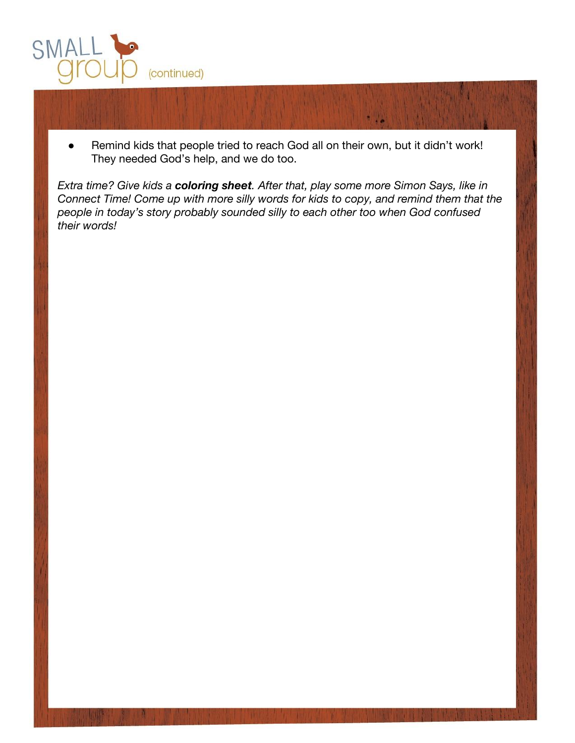# SMALL group (continued)

- Remind kids that people tried to reach God all on their own, but it didn't work! They needed God's help, and we do too.

*Extra time? Give kids a **coloring sheet**. After that, play some more Simon Says, like in Connect Time! Come up with more silly words for kids to copy, and remind them that the people in today's story probably sounded silly to each other too when God confused their words!*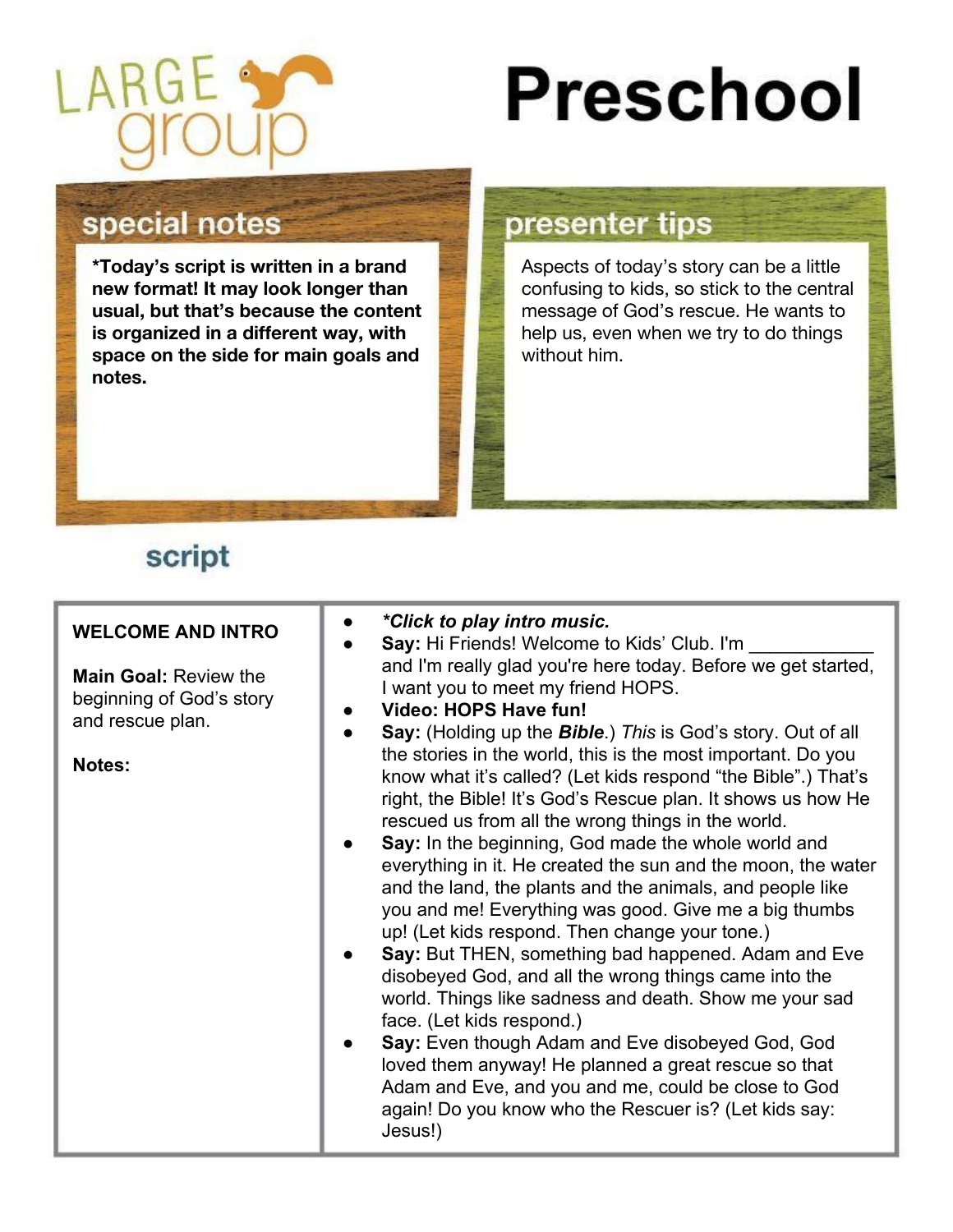# LARGE group

# Preschool

## special notes

**\*Today's script is written in a brand new format! It may look longer than usual, but that's because the content is organized in a different way, with space on the side for main goals and notes.**

## presenter tips

Aspects of today's story can be a little confusing to kids, so stick to the central message of God's rescue. He wants to help us, even when we try to do things without him.

## script

| | |
|---|---|
| **WELCOME AND INTRO**<br><br>**Main Goal:** Review the beginning of God's story and rescue plan.<br><br>**Notes:** | • ***Click to play intro music.***<br>• **Say:** Hi Friends! Welcome to Kids' Club. I'm ____________ and I'm really glad you're here today. Before we get started, I want you to meet my friend HOPS.<br>• **Video: HOPS Have fun!**<br>• **Say:** (Holding up the ***Bible***.) *This* is God's story. Out of all the stories in the world, this is the most important. Do you know what it's called? (Let kids respond "the Bible".) That's right, the Bible! It's God's Rescue plan. It shows us how He rescued us from all the wrong things in the world.<br>• **Say:** In the beginning, God made the whole world and everything in it. He created the sun and the moon, the water and the land, the plants and the animals, and people like you and me! Everything was good. Give me a big thumbs up! (Let kids respond. Then change your tone.)<br>• **Say:** But THEN, something bad happened. Adam and Eve disobeyed God, and all the wrong things came into the world. Things like sadness and death. Show me your sad face. (Let kids respond.)<br>• **Say:** Even though Adam and Eve disobeyed God, God loved them anyway! He planned a great rescue so that Adam and Eve, and you and me, could be close to God again! Do you know who the Rescuer is? (Let kids say: Jesus!) |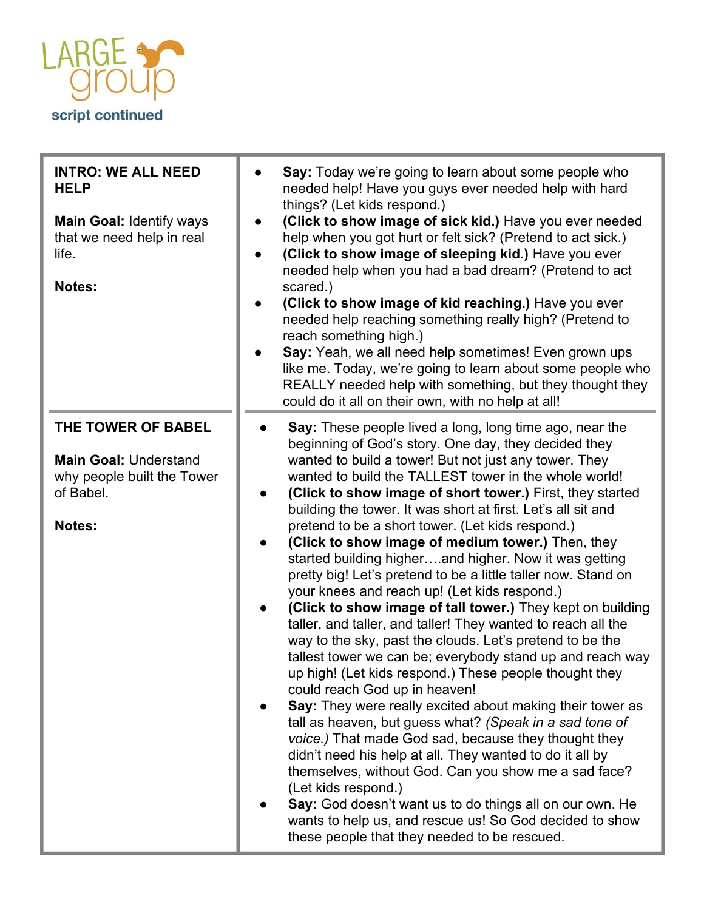# LARGE group

script continued

| | |
|---|---|
| **INTRO: WE ALL NEED HELP**<br><br>**Main Goal:** Identify ways that we need help in real life.<br><br>**Notes:** | • **Say:** Today we're going to learn about some people who needed help! Have you guys ever needed help with hard things? (Let kids respond.)<br>• **(Click to show image of sick kid.)** Have you ever needed help when you got hurt or felt sick? (Pretend to act sick.)<br>• **(Click to show image of sleeping kid.)** Have you ever needed help when you had a bad dream? (Pretend to act scared.)<br>• **(Click to show image of kid reaching.)** Have you ever needed help reaching something really high? (Pretend to reach something high.)<br>• **Say:** Yeah, we all need help sometimes! Even grown ups like me. Today, we're going to learn about some people who REALLY needed help with something, but they thought they could do it all on their own, with no help at all! |
| **THE TOWER OF BABEL**<br><br>**Main Goal:** Understand why people built the Tower of Babel.<br><br>**Notes:** | • **Say:** These people lived a long, long time ago, near the beginning of God's story. One day, they decided they wanted to build a tower! But not just any tower. They wanted to build the TALLEST tower in the whole world!<br>• **(Click to show image of short tower.)** First, they started building the tower. It was short at first. Let's all sit and pretend to be a short tower. (Let kids respond.)<br>• **(Click to show image of medium tower.)** Then, they started building higher….and higher. Now it was getting pretty big! Let's pretend to be a little taller now. Stand on your knees and reach up! (Let kids respond.)<br>• **(Click to show image of tall tower.)** They kept on building taller, and taller, and taller! They wanted to reach all the way to the sky, past the clouds. Let's pretend to be the tallest tower we can be; everybody stand up and reach way up high! (Let kids respond.) These people thought they could reach God up in heaven!<br>• **Say:** They were really excited about making their tower as tall as heaven, but guess what? *(Speak in a sad tone of voice.)* That made God sad, because they thought they didn't need his help at all. They wanted to do it all by themselves, without God. Can you show me a sad face? (Let kids respond.)<br>• **Say:** God doesn't want us to do things all on our own. He wants to help us, and rescue us! So God decided to show these people that they needed to be rescued. |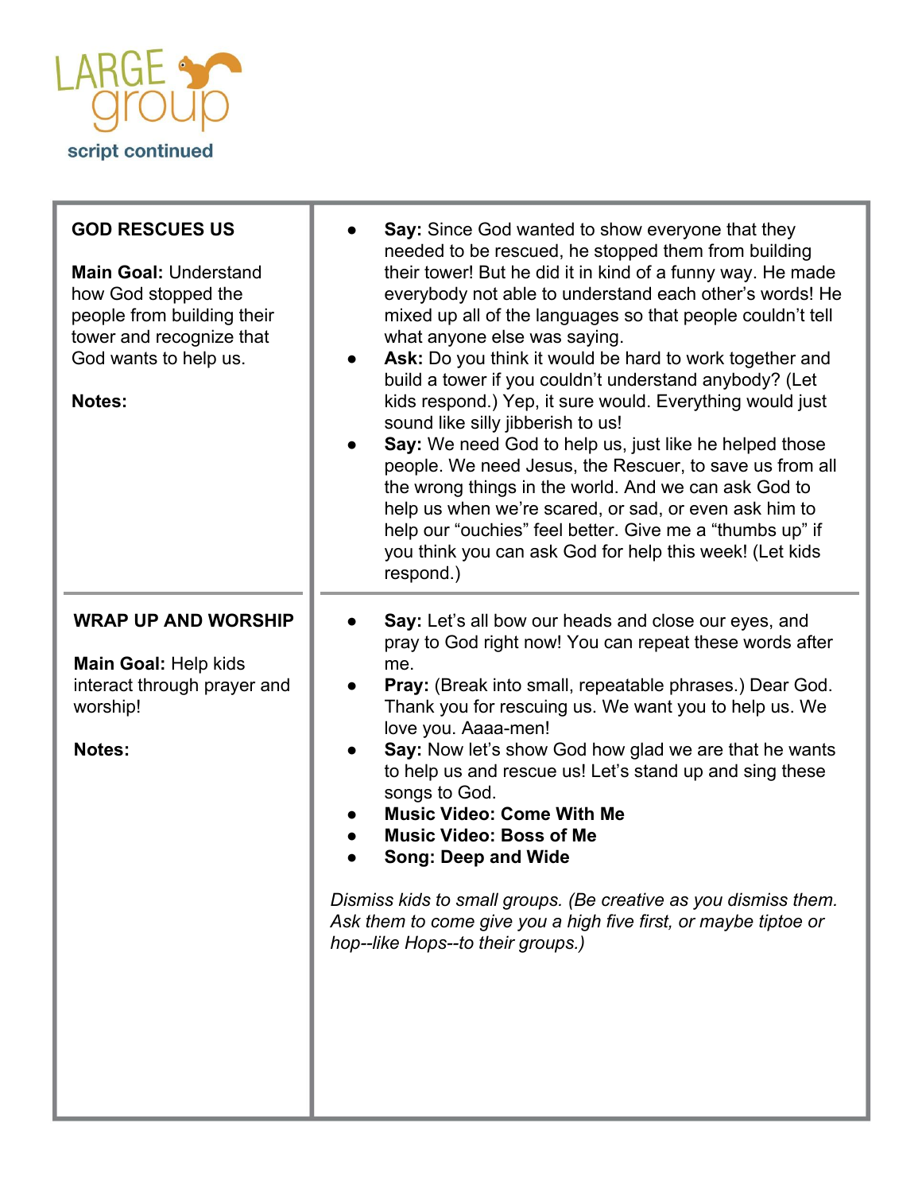# LARGE group script continued

| | |
|---|---|
| **GOD RESCUES US**<br><br>**Main Goal:** Understand how God stopped the people from building their tower and recognize that God wants to help us.<br><br>**Notes:** | • **Say:** Since God wanted to show everyone that they needed to be rescued, he stopped them from building their tower! But he did it in kind of a funny way. He made everybody not able to understand each other's words! He mixed up all of the languages so that people couldn't tell what anyone else was saying.<br>• **Ask:** Do you think it would be hard to work together and build a tower if you couldn't understand anybody? (Let kids respond.) Yep, it sure would. Everything would just sound like silly jibberish to us!<br>• **Say:** We need God to help us, just like he helped those people. We need Jesus, the Rescuer, to save us from all the wrong things in the world. And we can ask God to help us when we're scared, or sad, or even ask him to help our "ouchies" feel better. Give me a "thumbs up" if you think you can ask God for help this week! (Let kids respond.) |
| **WRAP UP AND WORSHIP**<br><br>**Main Goal:** Help kids interact through prayer and worship!<br><br>**Notes:** | • **Say:** Let's all bow our heads and close our eyes, and pray to God right now! You can repeat these words after me.<br>• **Pray:** (Break into small, repeatable phrases.) Dear God. Thank you for rescuing us. We want you to help us. We love you. Aaaa-men!<br>• **Say:** Now let's show God how glad we are that he wants to help us and rescue us! Let's stand up and sing these songs to God.<br>• **Music Video: Come With Me**<br>• **Music Video: Boss of Me**<br>• **Song: Deep and Wide**<br><br>*Dismiss kids to small groups. (Be creative as you dismiss them. Ask them to come give you a high five first, or maybe tiptoe or hop--like Hops--to their groups.)* |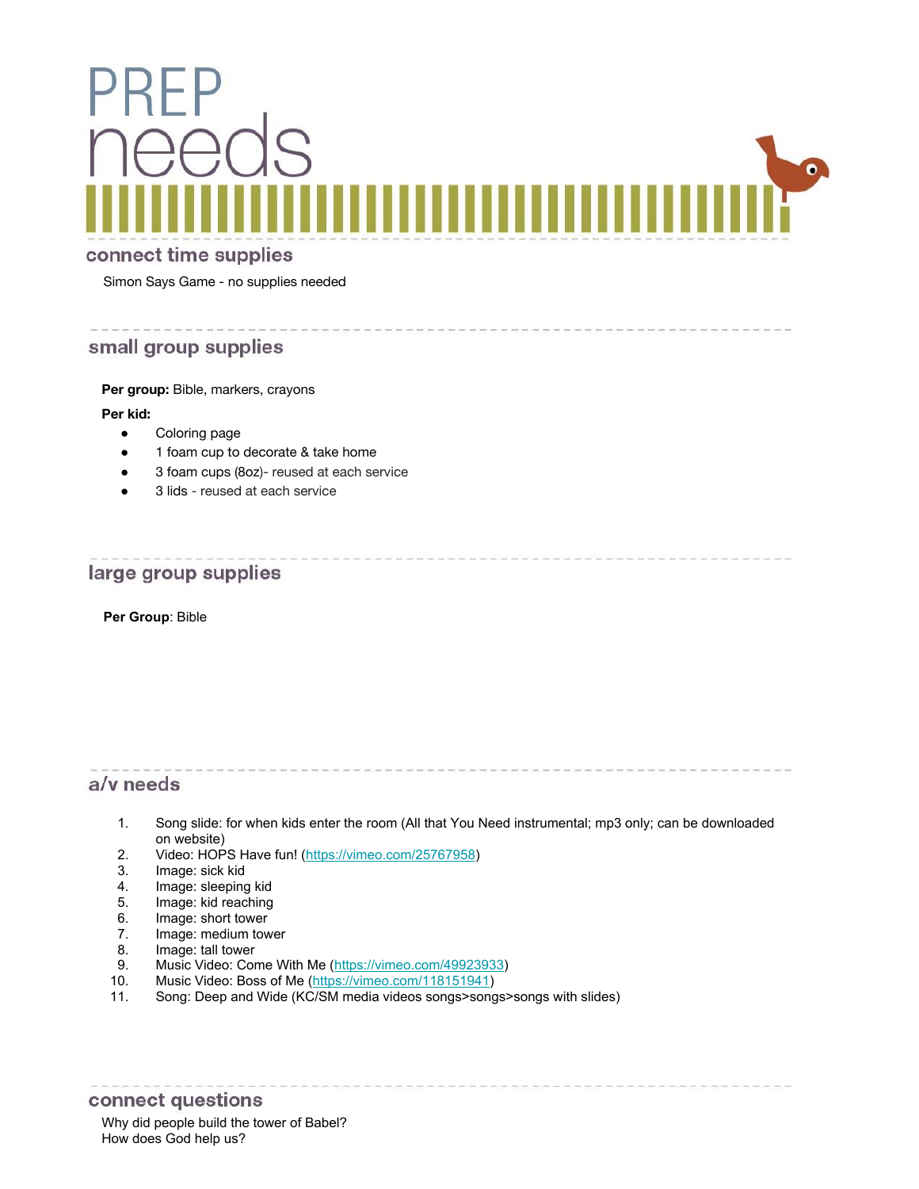# PREP needs

## connect time supplies

Simon Says Game - no supplies needed

## small group supplies

**Per group:** Bible, markers, crayons

**Per kid:**

- Coloring page
- 1 foam cup to decorate & take home
- 3 foam cups (8oz)- reused at each service
- 3 lids - reused at each service

## large group supplies

**Per Group**: Bible

## a/v needs

1. Song slide: for when kids enter the room (All that You Need instrumental; mp3 only; can be downloaded on website)
2. Video: HOPS Have fun! (https://vimeo.com/25767958)
3. Image: sick kid
4. Image: sleeping kid
5. Image: kid reaching
6. Image: short tower
7. Image: medium tower
8. Image: tall tower
9. Music Video: Come With Me (https://vimeo.com/49923933)
10. Music Video: Boss of Me (https://vimeo.com/118151941)
11. Song: Deep and Wide (KC/SM media videos songs>songs>songs with slides)

## connect questions

Why did people build the tower of Babel?
How does God help us?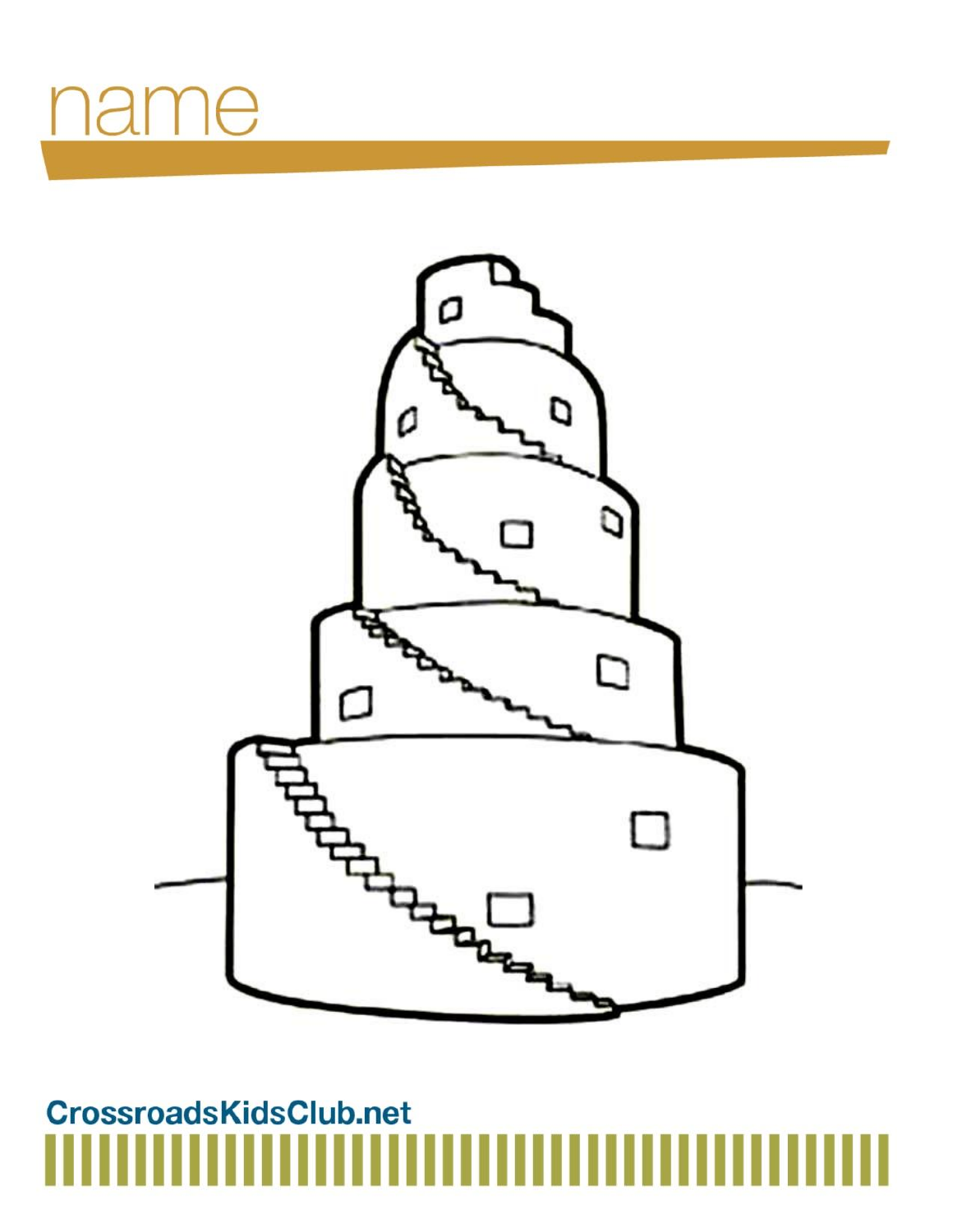name

CrossroadsKidsClub.net